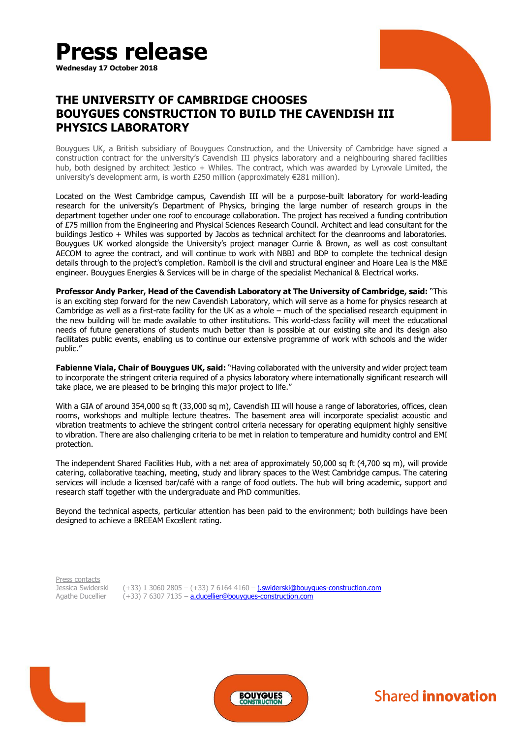# Press release

**Wednesday 17 October 2018**

## THE UNIVERSITY OF CAMBRIDGE CHOOSES BOUYGUES CONSTRUCTION TO BUILD THE CAVENDISH III PHYSICS LABORATORY

Bouygues UK, a British subsidiary of Bouygues Construction, and the University of Cambridge have signed a construction contract for the university's Cavendish III physics laboratory and a neighbouring shared facilities hub, both designed by architect Jestico + Whiles. The contract, which was awarded by Lynxvale Limited, the university's development arm, is worth £250 million (approximately €281 million).

Located on the West Cambridge campus, Cavendish III will be a purpose-built laboratory for world-leading research for the university's Department of Physics, bringing the large number of research groups in the department together under one roof to encourage collaboration. The project has received a funding contribution of £75 million from the Engineering and Physical Sciences Research Council. Architect and lead consultant for the buildings Jestico + Whiles was supported by Jacobs as technical architect for the cleanrooms and laboratories. Bouygues UK worked alongside the University's project manager Currie & Brown, as well as cost consultant AECOM to agree the contract, and will continue to work with NBBJ and BDP to complete the technical design details through to the project's completion. Ramboll is the civil and structural engineer and Hoare Lea is the M&E engineer. Bouygues Energies & Services will be in charge of the specialist Mechanical & Electrical works.

**Professor Andy Parker, Head of the Cavendish Laboratory at The University of Cambridge, said:** "This is an exciting step forward for the new Cavendish Laboratory, which will serve as a home for physics research at Cambridge as well as a first-rate facility for the UK as a whole – much of the specialised research equipment in the new building will be made available to other institutions. This world-class facility will meet the educational needs of future generations of students much better than is possible at our existing site and its design also facilitates public events, enabling us to continue our extensive programme of work with schools and the wider public."

**Fabienne Viala, Chair of Bouygues UK, said:** "Having collaborated with the university and wider project team to incorporate the stringent criteria required of a physics laboratory where internationally significant research will take place, we are pleased to be bringing this major project to life."

With a GIA of around 354,000 sq ft (33,000 sq m), Cavendish III will house a range of laboratories, offices, clean rooms, workshops and multiple lecture theatres. The basement area will incorporate specialist acoustic and vibration treatments to achieve the stringent control criteria necessary for operating equipment highly sensitive to vibration. There are also challenging criteria to be met in relation to temperature and humidity control and EMI protection.

The independent Shared Facilities Hub, with a net area of approximately 50,000 sq ft (4,700 sq m), will provide catering, collaborative teaching, meeting, study and library spaces to the West Cambridge campus. The catering services will include a licensed bar/café with a range of food outlets. The hub will bring academic, support and research staff together with the undergraduate and PhD communities.

Beyond the technical aspects, particular attention has been paid to the environment; both buildings have been designed to achieve a BREEAM Excellent rating.

Press contacts

Jessica Swiderski (+33) 1 3060 2805 – (+33) 7 6164 4160 – j.swiderski@bouygues-construction.com

Agathe Ducellier (+33) 7 6307 7135 – a.ducellier@bouygues-construction.com

BOUYGUES CONSTRUCTION

Shared **innovation**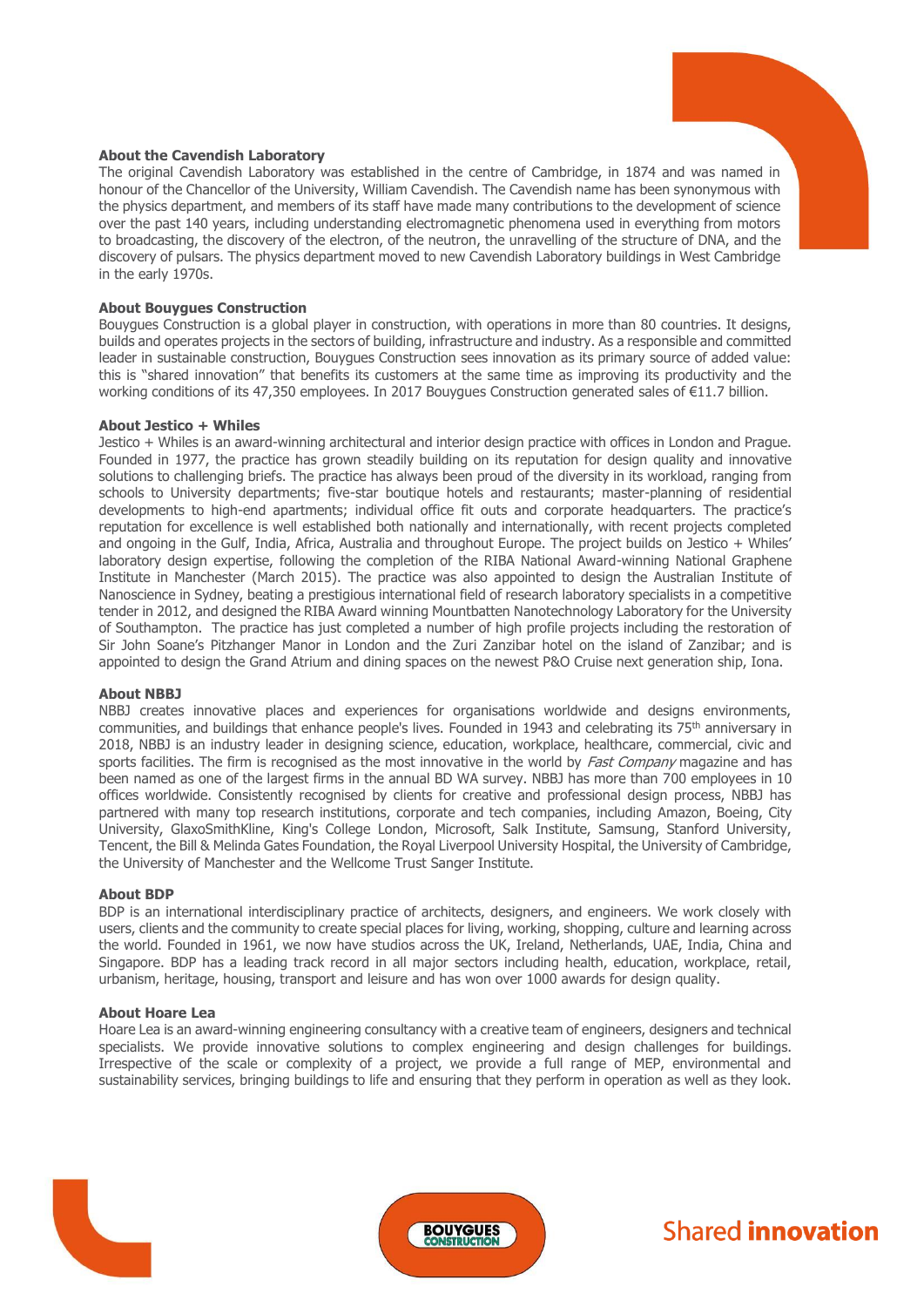**About the Cavendish Laboratory**

The original Cavendish Laboratory was established in the centre of Cambridge, in 1874 and was named in honour of the Chancellor of the University, William Cavendish. The Cavendish name has been synonymous with the physics department, and members of its staff have made many contributions to the development of science over the past 140 years, including understanding electromagnetic phenomena used in everything from motors to broadcasting, the discovery of the electron, of the neutron, the unravelling of the structure of DNA, and the discovery of pulsars. The physics department moved to new Cavendish Laboratory buildings in West Cambridge in the early 1970s.

**About Bouygues Construction**

Bouygues Construction is a global player in construction, with operations in more than 80 countries. It designs, builds and operates projects in the sectors of building, infrastructure and industry. As a responsible and committed leader in sustainable construction, Bouygues Construction sees innovation as its primary source of added value: this is "shared innovation" that benefits its customers at the same time as improving its productivity and the working conditions of its 47,350 employees. In 2017 Bouygues Construction generated sales of €11.7 billion.

**About Jestico + Whiles**

Jestico + Whiles is an award-winning architectural and interior design practice with offices in London and Prague. Founded in 1977, the practice has grown steadily building on its reputation for design quality and innovative solutions to challenging briefs. The practice has always been proud of the diversity in its workload, ranging from schools to University departments; five-star boutique hotels and restaurants; master-planning of residential developments to high-end apartments; individual office fit outs and corporate headquarters. The practice's reputation for excellence is well established both nationally and internationally, with recent projects completed and ongoing in the Gulf, India, Africa, Australia and throughout Europe. The project builds on Jestico + Whiles' laboratory design expertise, following the completion of the RIBA National Award-winning National Graphene Institute in Manchester (March 2015). The practice was also appointed to design the Australian Institute of Nanoscience in Sydney, beating a prestigious international field of research laboratory specialists in a competitive tender in 2012, and designed the RIBA Award winning Mountbatten Nanotechnology Laboratory for the University of Southampton. The practice has just completed a number of high profile projects including the restoration of Sir John Soane's Pitzhanger Manor in London and the Zuri Zanzibar hotel on the island of Zanzibar; and is appointed to design the Grand Atrium and dining spaces on the newest P&O Cruise next generation ship, Iona.

**About NBBJ**

NBBJ creates innovative places and experiences for organisations worldwide and designs environments, communities, and buildings that enhance people's lives. Founded in 1943 and celebrating its 75th anniversary in 2018, NBBJ is an industry leader in designing science, education, workplace, healthcare, commercial, civic and sports facilities. The firm is recognised as the most innovative in the world by *Fast Company* magazine and has been named as one of the largest firms in the annual BD WA survey. NBBJ has more than 700 employees in 10 offices worldwide. Consistently recognised by clients for creative and professional design process, NBBJ has partnered with many top research institutions, corporate and tech companies, including Amazon, Boeing, City University, GlaxoSmithKline, King's College London, Microsoft, Salk Institute, Samsung, Stanford University, Tencent, the Bill & Melinda Gates Foundation, the Royal Liverpool University Hospital, the University of Cambridge, the University of Manchester and the Wellcome Trust Sanger Institute.

**About BDP**

BDP is an international interdisciplinary practice of architects, designers, and engineers. We work closely with users, clients and the community to create special places for living, working, shopping, culture and learning across the world. Founded in 1961, we now have studios across the UK, Ireland, Netherlands, UAE, India, China and Singapore. BDP has a leading track record in all major sectors including health, education, workplace, retail, urbanism, heritage, housing, transport and leisure and has won over 1000 awards for design quality.

**About Hoare Lea**

Hoare Lea is an award-winning engineering consultancy with a creative team of engineers, designers and technical specialists. We provide innovative solutions to complex engineering and design challenges for buildings. Irrespective of the scale or complexity of a project, we provide a full range of MEP, environmental and sustainability services, bringing buildings to life and ensuring that they perform in operation as well as they look.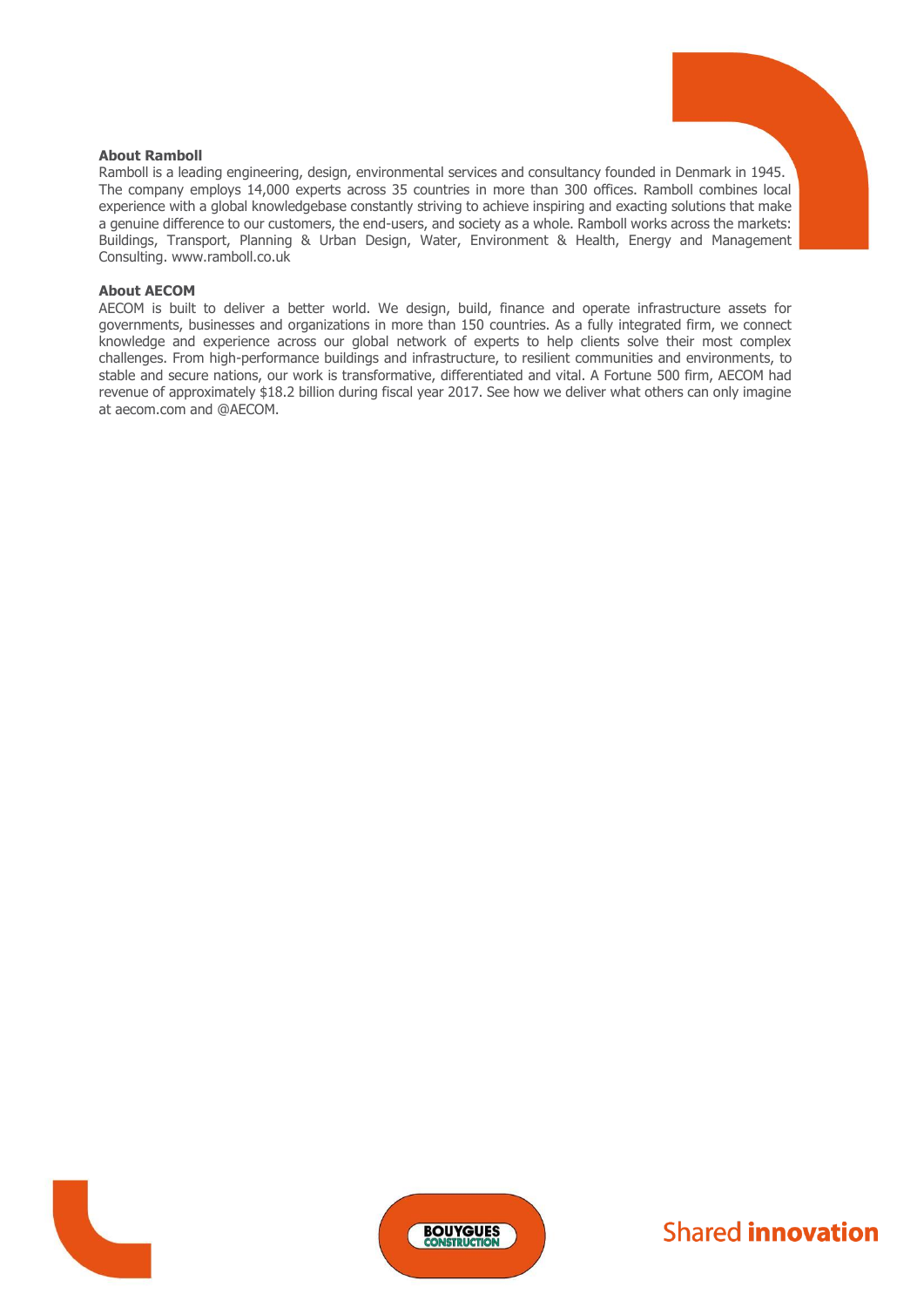**About Ramboll**

Ramboll is a leading engineering, design, environmental services and consultancy founded in Denmark in 1945. The company employs 14,000 experts across 35 countries in more than 300 offices. Ramboll combines local experience with a global knowledgebase constantly striving to achieve inspiring and exacting solutions that make a genuine difference to our customers, the end-users, and society as a whole. Ramboll works across the markets: Buildings, Transport, Planning & Urban Design, Water, Environment & Health, Energy and Management Consulting. www.ramboll.co.uk

**About AECOM**

AECOM is built to deliver a better world. We design, build, finance and operate infrastructure assets for governments, businesses and organizations in more than 150 countries. As a fully integrated firm, we connect knowledge and experience across our global network of experts to help clients solve their most complex challenges. From high-performance buildings and infrastructure, to resilient communities and environments, to stable and secure nations, our work is transformative, differentiated and vital. A Fortune 500 firm, AECOM had revenue of approximately $18.2 billion during fiscal year 2017. See how we deliver what others can only imagine at aecom.com and @AECOM.

BOUYGUES CONSTRUCTION

Shared **innovation**